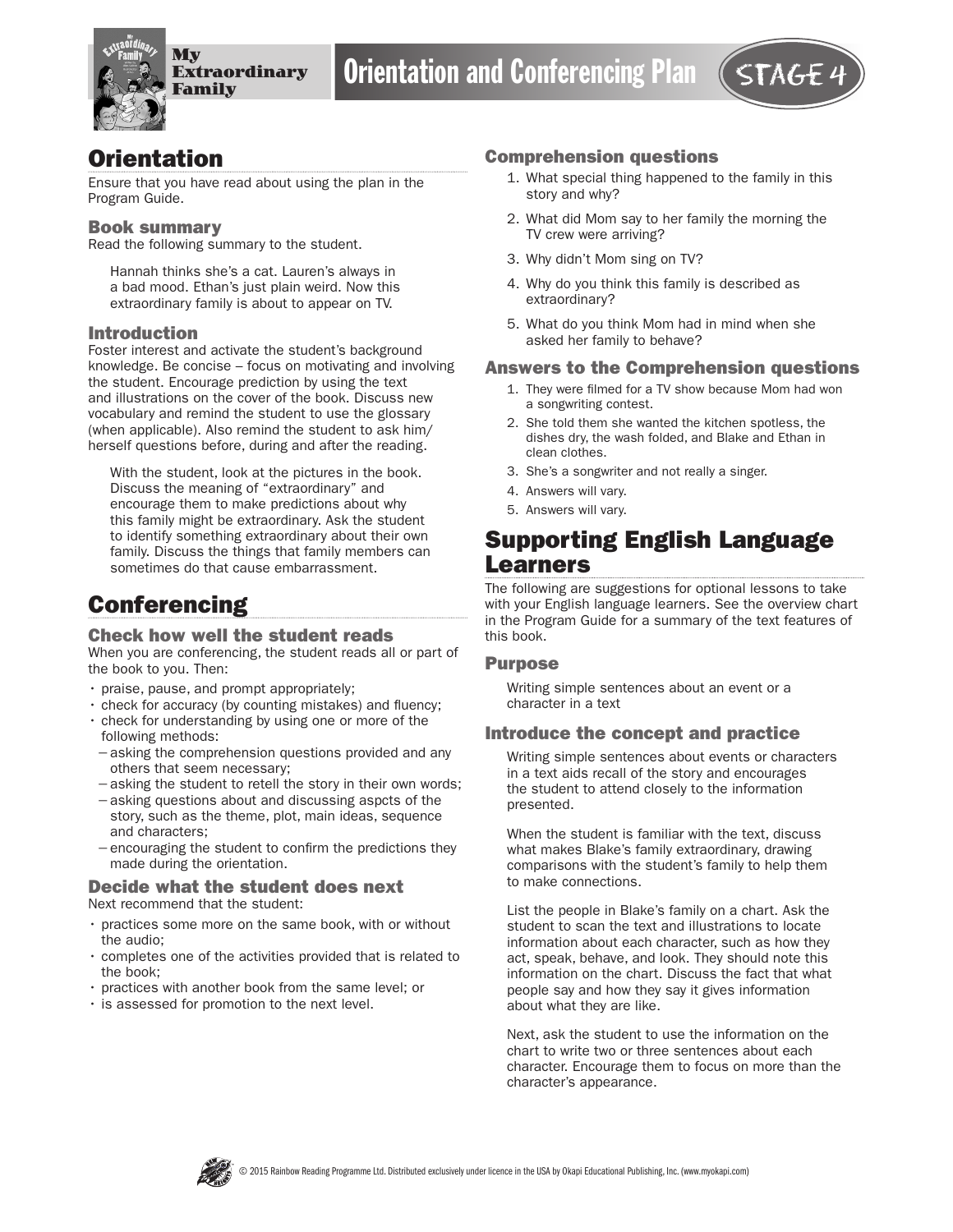# My Extraordinary Family — Orientation and Conferencing Plan — STAGE 4

## Orientation

Ensure that you have read about using the plan in the Program Guide.

### Book summary

Read the following summary to the student.

> Hannah thinks she's a cat. Lauren's always in a bad mood. Ethan's just plain weird. Now this extraordinary family is about to appear on TV.

### Introduction

Foster interest and activate the student's background knowledge. Be concise – focus on motivating and involving the student. Encourage prediction by using the text and illustrations on the cover of the book. Discuss new vocabulary and remind the student to use the glossary (when applicable). Also remind the student to ask him/herself questions before, during and after the reading.

> With the student, look at the pictures in the book. Discuss the meaning of "extraordinary" and encourage them to make predictions about why this family might be extraordinary. Ask the student to identify something extraordinary about their own family. Discuss the things that family members can sometimes do that cause embarrassment.

## Conferencing

### Check how well the student reads

When you are conferencing, the student reads all or part of the book to you. Then:

- praise, pause, and prompt appropriately;
- check for accuracy (by counting mistakes) and fluency;
- check for understanding by using one or more of the following methods:
  - asking the comprehension questions provided and any others that seem necessary;
  - asking the student to retell the story in their own words;
  - asking questions about and discussing aspcts of the story, such as the theme, plot, main ideas, sequence and characters;
  - encouraging the student to confirm the predictions they made during the orientation.

### Decide what the student does next

Next recommend that the student:

- practices some more on the same book, with or without the audio;
- completes one of the activities provided that is related to the book;
- practices with another book from the same level; or
- is assessed for promotion to the next level.

### Comprehension questions

1. What special thing happened to the family in this story and why?
2. What did Mom say to her family the morning the TV crew were arriving?
3. Why didn't Mom sing on TV?
4. Why do you think this family is described as extraordinary?
5. What do you think Mom had in mind when she asked her family to behave?

### Answers to the Comprehension questions

1. They were filmed for a TV show because Mom had won a songwriting contest.
2. She told them she wanted the kitchen spotless, the dishes dry, the wash folded, and Blake and Ethan in clean clothes.
3. She's a songwriter and not really a singer.
4. Answers will vary.
5. Answers will vary.

## Supporting English Language Learners

The following are suggestions for optional lessons to take with your English language learners. See the overview chart in the Program Guide for a summary of the text features of this book.

### Purpose

Writing simple sentences about an event or a character in a text

### Introduce the concept and practice

Writing simple sentences about events or characters in a text aids recall of the story and encourages the student to attend closely to the information presented.

When the student is familiar with the text, discuss what makes Blake's family extraordinary, drawing comparisons with the student's family to help them to make connections.

List the people in Blake's family on a chart. Ask the student to scan the text and illustrations to locate information about each character, such as how they act, speak, behave, and look. They should note this information on the chart. Discuss the fact that what people say and how they say it gives information about what they are like.

Next, ask the student to use the information on the chart to write two or three sentences about each character. Encourage them to focus on more than the character's appearance.

© 2015 Rainbow Reading Programme Ltd. Distributed exclusively under licence in the USA by Okapi Educational Publishing, Inc. (www.myokapi.com)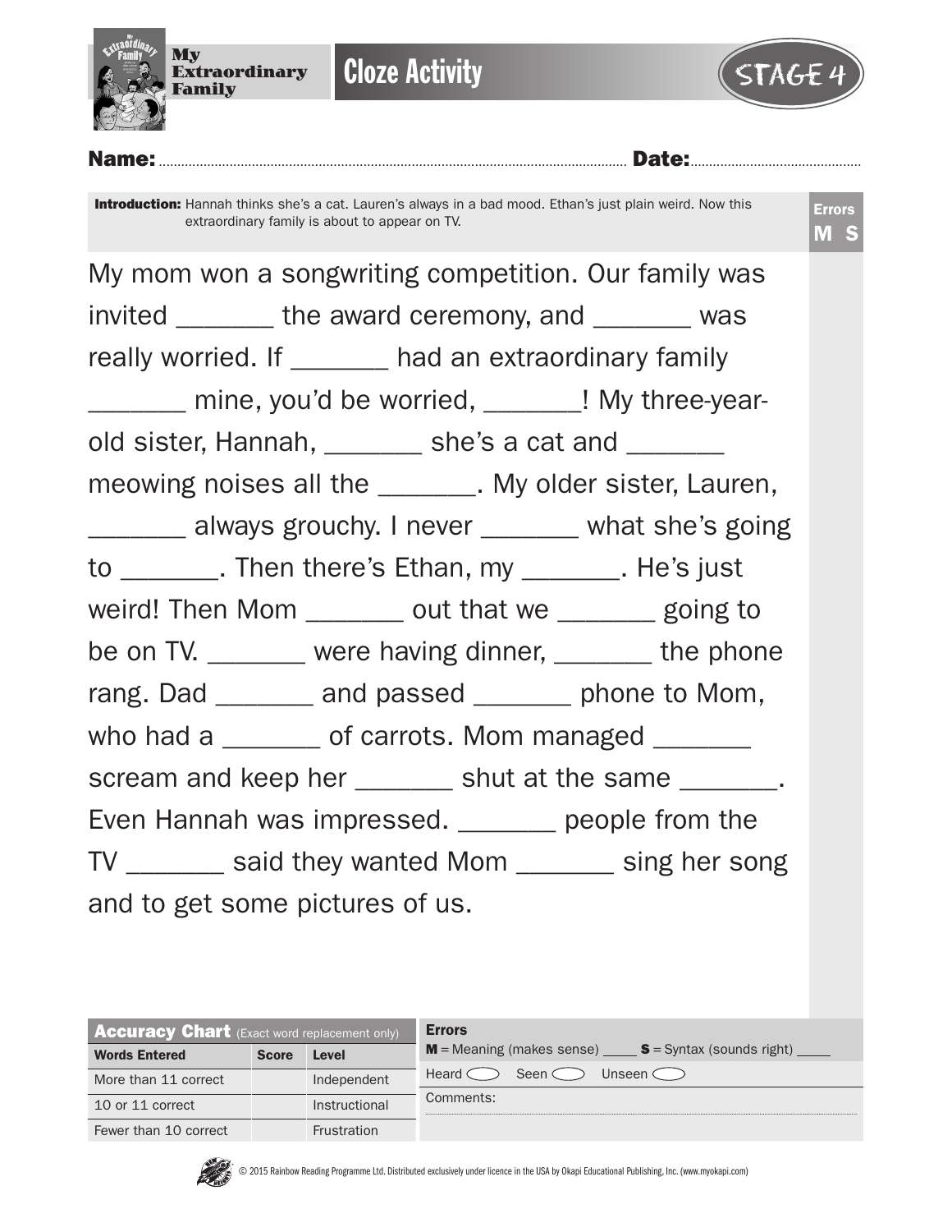My Extraordinary Family

# Cloze Activity

STAGE 4

**Name:** .................................................................................... **Date:** ....................................

**Introduction:** Hannah thinks she's a cat. Lauren's always in a bad mood. Ethan's just plain weird. Now this extraordinary family is about to appear on TV.

Errors
**M S**

My mom won a songwriting competition. Our family was invited _______ the award ceremony, and _______ was really worried. If _______ had an extraordinary family _______ mine, you'd be worried, _______! My three-year-old sister, Hannah, _______ she's a cat and _______ meowing noises all the _______. My older sister, Lauren, _______ always grouchy. I never _______ what she's going to _______. Then there's Ethan, my _______. He's just weird! Then Mom _______ out that we _______ going to be on TV. _______ were having dinner, _______ the phone rang. Dad _______ and passed _______ phone to Mom, who had a _______ of carrots. Mom managed _______ scream and keep her _______ shut at the same _______. Even Hannah was impressed. _______ people from the TV _______ said they wanted Mom _______ sing her song and to get some pictures of us.

| **Accuracy Chart** (Exact word replacement only) | | |
|---|---|---|
| **Words Entered** | **Score** | **Level** |
| More than 11 correct | | Independent |
| 10 or 11 correct | | Instructional |
| Fewer than 10 correct | | Frustration |

**Errors**

**M** = Meaning (makes sense) ____ **S** = Syntax (sounds right) ____

Heard ◯ Seen ◯ Unseen ◯

Comments:

© 2015 Rainbow Reading Programme Ltd. Distributed exclusively under licence in the USA by Okapi Educational Publishing, Inc. (www.myokapi.com)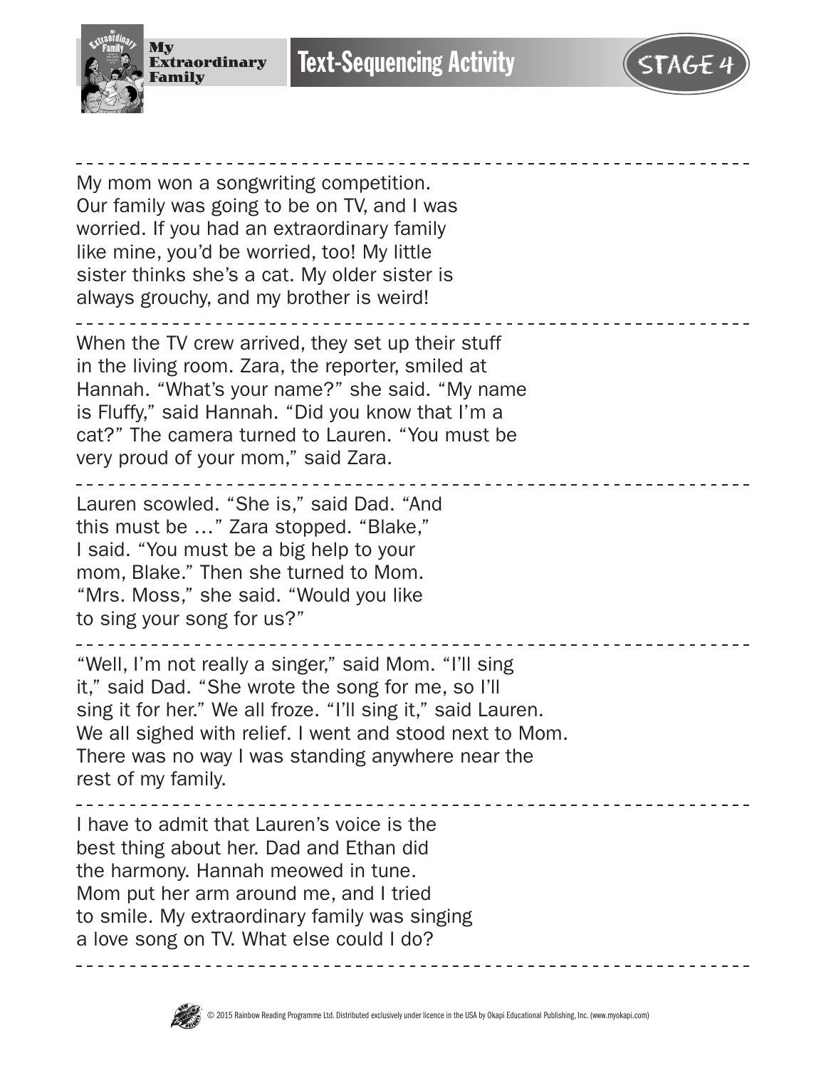# Text-Sequencing Activity

STAGE 4

My mom won a songwriting competition. Our family was going to be on TV, and I was worried. If you had an extraordinary family like mine, you'd be worried, too! My little sister thinks she's a cat. My older sister is always grouchy, and my brother is weird!

---

When the TV crew arrived, they set up their stuff in the living room. Zara, the reporter, smiled at Hannah. "What's your name?" she said. "My name is Fluffy," said Hannah. "Did you know that I'm a cat?" The camera turned to Lauren. "You must be very proud of your mom," said Zara.

---

Lauren scowled. "She is," said Dad. "And this must be …" Zara stopped. "Blake," I said. "You must be a big help to your mom, Blake." Then she turned to Mom. "Mrs. Moss," she said. "Would you like to sing your song for us?"

---

"Well, I'm not really a singer," said Mom. "I'll sing it," said Dad. "She wrote the song for me, so I'll sing it for her." We all froze. "I'll sing it," said Lauren. We all sighed with relief. I went and stood next to Mom. There was no way I was standing anywhere near the rest of my family.

---

I have to admit that Lauren's voice is the best thing about her. Dad and Ethan did the harmony. Hannah meowed in tune. Mom put her arm around me, and I tried to smile. My extraordinary family was singing a love song on TV. What else could I do?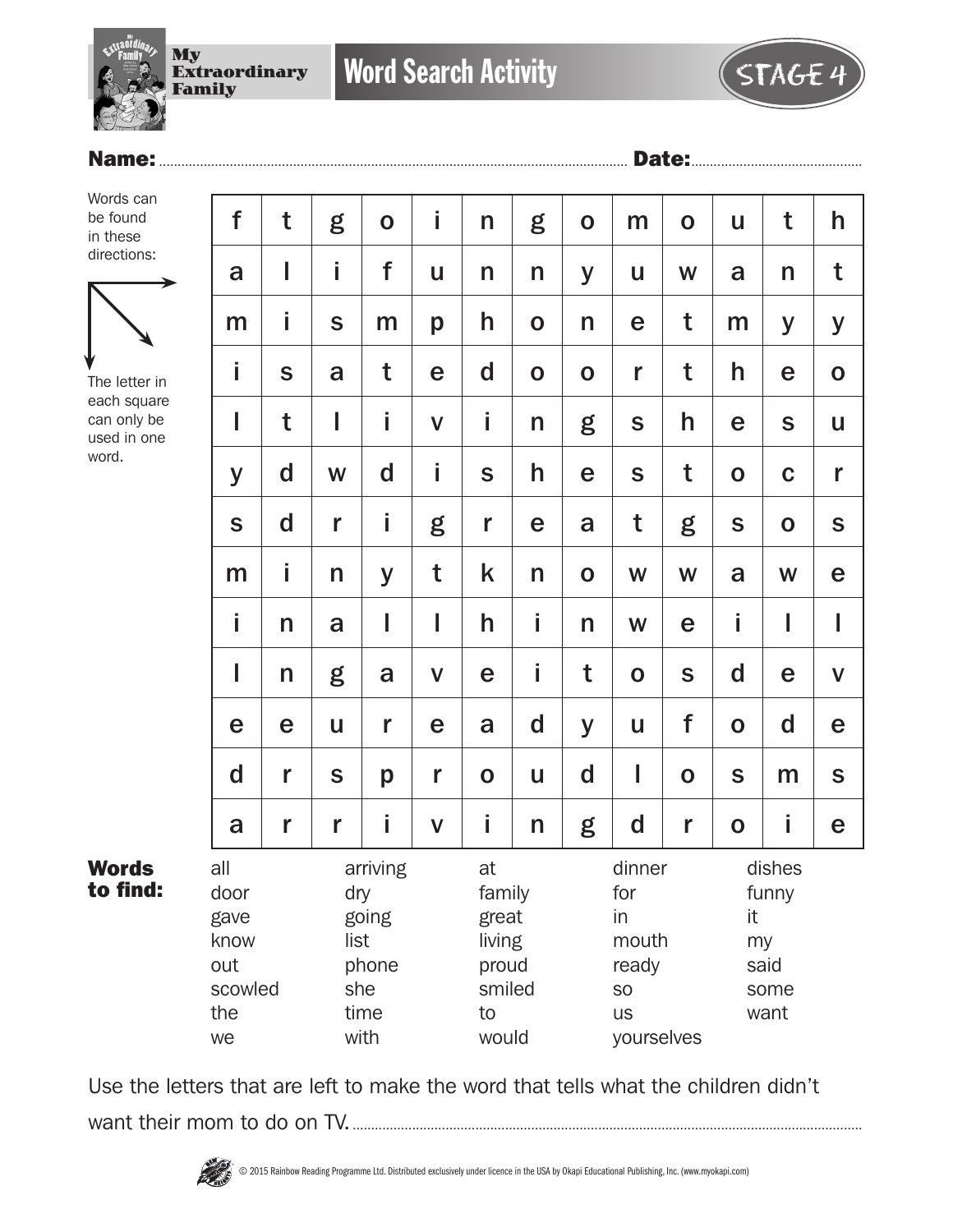# My Extraordinary Family

## Word Search Activity

STAGE 4

**Name:** ............................................................ **Date:** ..............................

Words can be found in these directions: → ↘ ↓

The letter in each square can only be used in one word.

| | | | | | | | | | | | | |
|---|---|---|---|---|---|---|---|---|---|---|---|---|
| f | t | g | o | i | n | g | o | m | o | u | t | h |
| a | l | i | f | u | n | n | y | u | w | a | n | t |
| m | i | s | m | p | h | o | n | e | t | m | y | y |
| i | s | a | t | e | d | o | o | r | t | h | e | o |
| l | t | l | i | v | i | n | g | s | h | e | s | u |
| y | d | w | d | i | s | h | e | s | t | o | c | r |
| s | d | r | i | g | r | e | a | t | g | s | o | s |
| m | i | n | y | t | k | n | o | w | w | a | w | e |
| i | n | a | l | l | h | i | n | w | e | i | l | l |
| l | n | g | a | v | e | i | t | o | s | d | e | v |
| e | e | u | r | e | a | d | y | u | f | o | d | e |
| d | r | s | p | r | o | u | d | l | o | s | m | s |
| a | r | r | i | v | i | n | g | d | r | o | i | e |

**Words to find:**

| | | | | |
|---|---|---|---|---|
| all | arriving | at | dinner | dishes |
| door | dry | family | for | funny |
| gave | going | great | in | it |
| know | list | living | mouth | my |
| out | phone | proud | ready | said |
| scowled | she | smiled | so | some |
| the | time | to | us | want |
| we | with | would | yourselves | |

Use the letters that are left to make the word that tells what the children didn't want their mom to do on TV. ..............................................................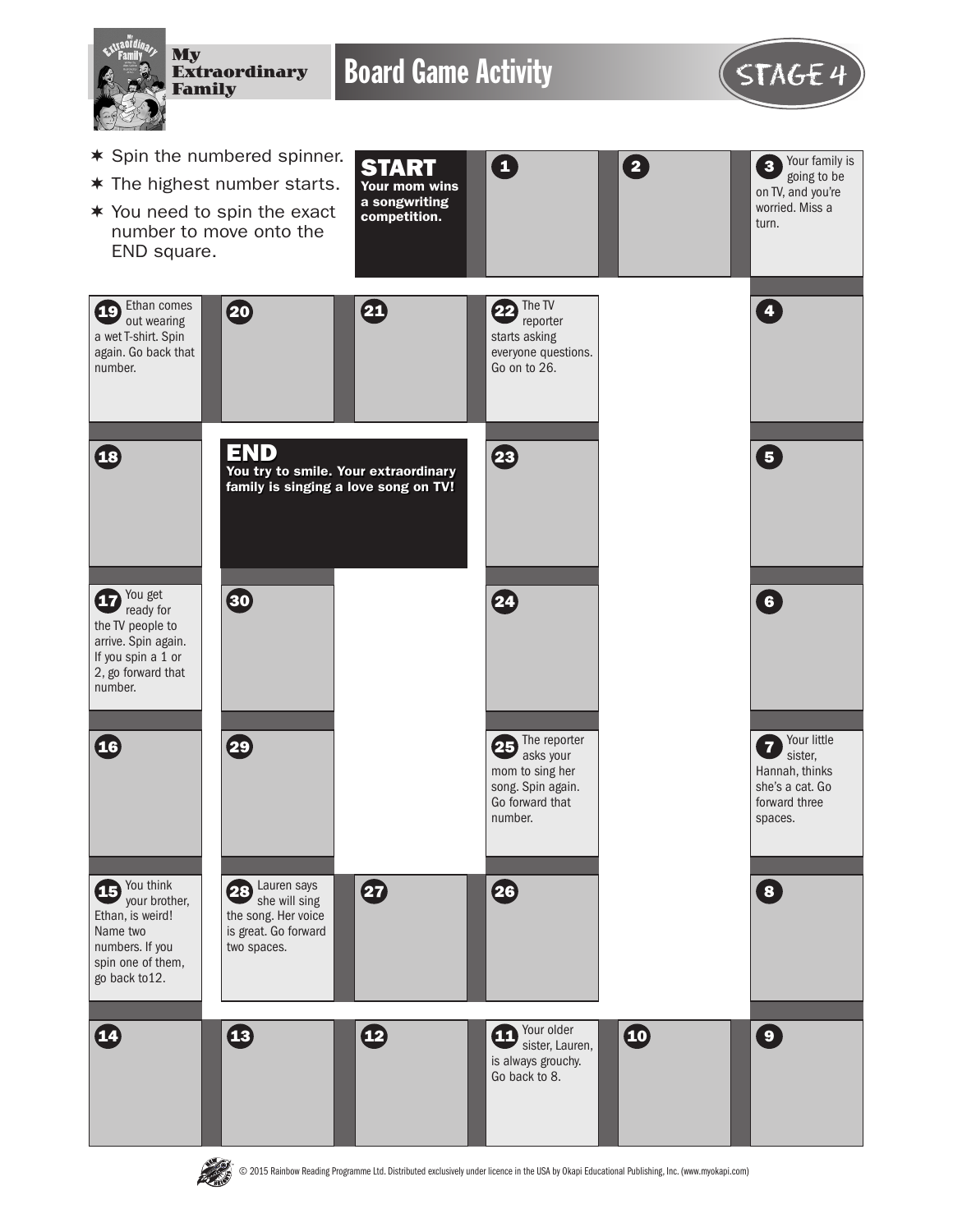# Board Game Activity

My Extraordinary Family

STAGE 4

* Spin the numbered spinner.
* The highest number starts.
* You need to spin the exact number to move onto the END square.

**START** Your mom wins a songwriting competition.

**1**

**2**

**3** Your family is going to be on TV, and you're worried. Miss a turn.

**4**

**5**

**6**

**7** Your little sister, Hannah, thinks she's a cat. Go forward three spaces.

**8**

**9**

**10**

**11** Your older sister, Lauren, is always grouchy. Go back to 8.

**12**

**13**

**14**

**15** You think your brother, Ethan, is weird! Name two numbers. If you spin one of them, go back to12.

**16**

**17** You get ready for the TV people to arrive. Spin again. If you spin a 1 or 2, go forward that number.

**18**

**19** Ethan comes out wearing a wet T-shirt. Spin again. Go back that number.

**20**

**21**

**22** The TV reporter starts asking everyone questions. Go on to 26.

**23**

**24**

**25** The reporter asks your mom to sing her song. Spin again. Go forward that number.

**26**

**27**

**28** Lauren says she will sing the song. Her voice is great. Go forward two spaces.

**29**

**30**

**END** You try to smile. Your extraordinary family is singing a love song on TV!

© 2015 Rainbow Reading Programme Ltd. Distributed exclusively under licence in the USA by Okapi Educational Publishing, Inc. (www.myokapi.com)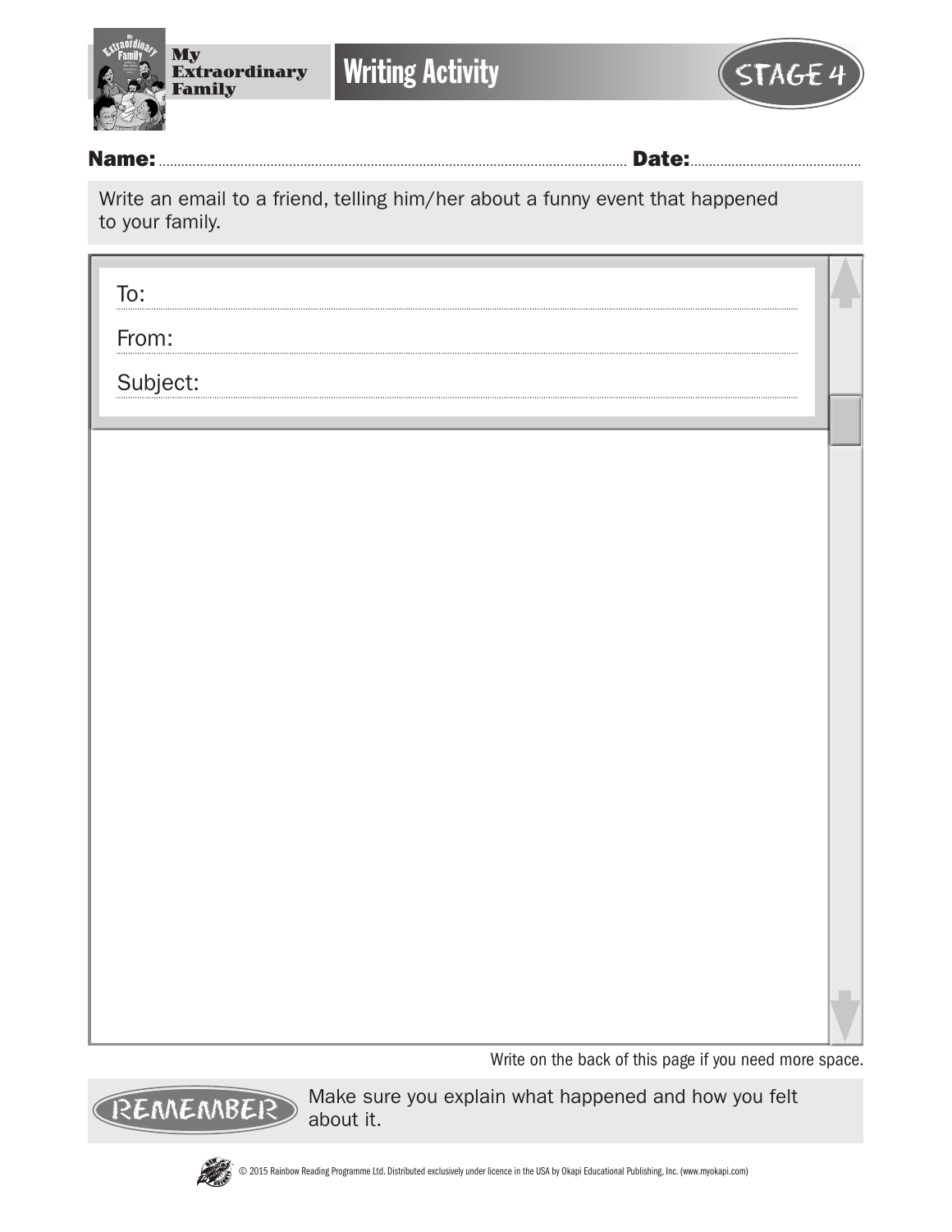**My Extraordinary Family**

# Writing Activity

STAGE 4

**Name:** ............................................................ **Date:** ..............................

Write an email to a friend, telling him/her about a funny event that happened to your family.

To: ............................................................

From: ............................................................

Subject: ............................................................

Write on the back of this page if you need more space.

**REMEMBER** Make sure you explain what happened and how you felt about it.

© 2015 Rainbow Reading Programme Ltd. Distributed exclusively under licence in the USA by Okapi Educational Publishing, Inc. (www.myokapi.com)